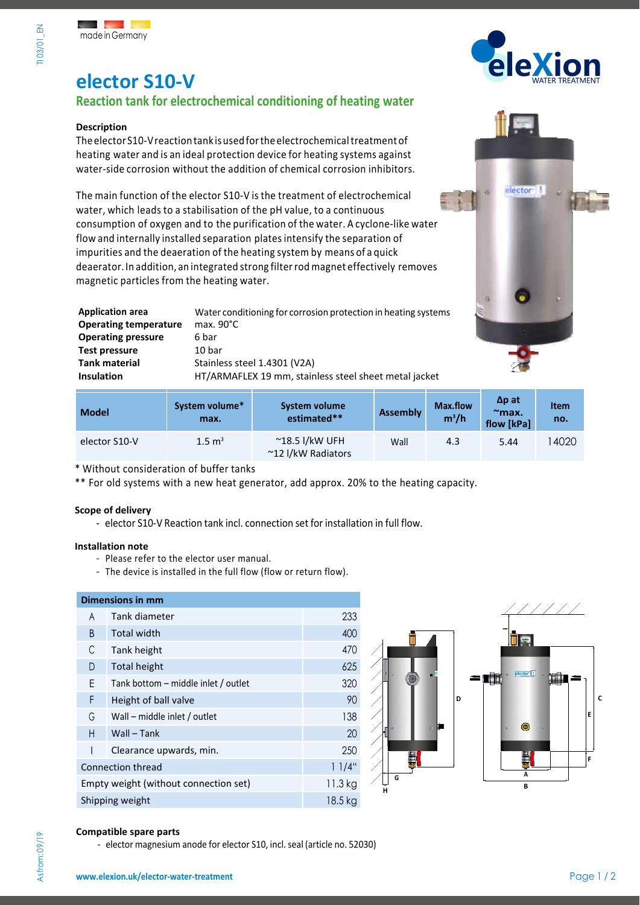made in Germany

# elector S10-V

## Reaction tank for electrochemical conditioning of heating water

**Description**

The elector S10-V reaction tank is used for the electrochemical treatment of heating water and is an ideal protection device for heating systems against water-side corrosion without the addition of chemical corrosion inhibitors.

The main function of the elector S10-V is the treatment of electrochemical water, which leads to a stabilisation of the pH value, to a continuous consumption of oxygen and to the purification of the water. A cyclone-like water flow and internally installed separation plates intensify the separation of impurities and the deaeration of the heating system by means of a quick deaerator. In addition, an integrated strong filter rod magnet effectively removes magnetic particles from the heating water.

| | |
|---|---|
| **Application area** | Water conditioning for corrosion protection in heating systems |
| **Operating temperature** | max. 90°C |
| **Operating pressure** | 6 bar |
| **Test pressure** | 10 bar |
| **Tank material** | Stainless steel 1.4301 (V2A) |
| **Insulation** | HT/ARMAFLEX 19 mm, stainless steel sheet metal jacket |

| Model | System volume* max. | System volume estimated** | Assembly | Max.flow $m^3/h$ | Δp at ~max. flow [kPa] | Item no. |
|---|---|---|---|---|---|---|
| elector S10-V | 1.5 $m^3$ | ~18.5 l/kW UFH<br>~12 l/kW Radiators | Wall | 4.3 | 5.44 | 14020 |

\* Without consideration of buffer tanks

\*\* For old systems with a new heat generator, add approx. 20% to the heating capacity.

**Scope of delivery**

- elector S10-V Reaction tank incl. connection set for installation in full flow.

**Installation note**

- Please refer to the elector user manual.
- The device is installed in the full flow (flow or return flow).

| Dimensions in mm | | |
|---|---|---|
| A | Tank diameter | 233 |
| B | Total width | 400 |
| C | Tank height | 470 |
| D | Total height | 625 |
| E | Tank bottom – middle inlet / outlet | 320 |
| F | Height of ball valve | 90 |
| G | Wall – middle inlet / outlet | 138 |
| H | Wall – Tank | 20 |
| I | Clearance upwards, min. | 250 |
| Connection thread | | 1 1/4" |
| Empty weight (without connection set) | | 11.3 kg |
| Shipping weight | | 18.5 kg |

**Compatible spare parts**

- elector magnesium anode for elector S10, incl. seal (article no. 52030)

www.elexion.uk/elector-water-treatment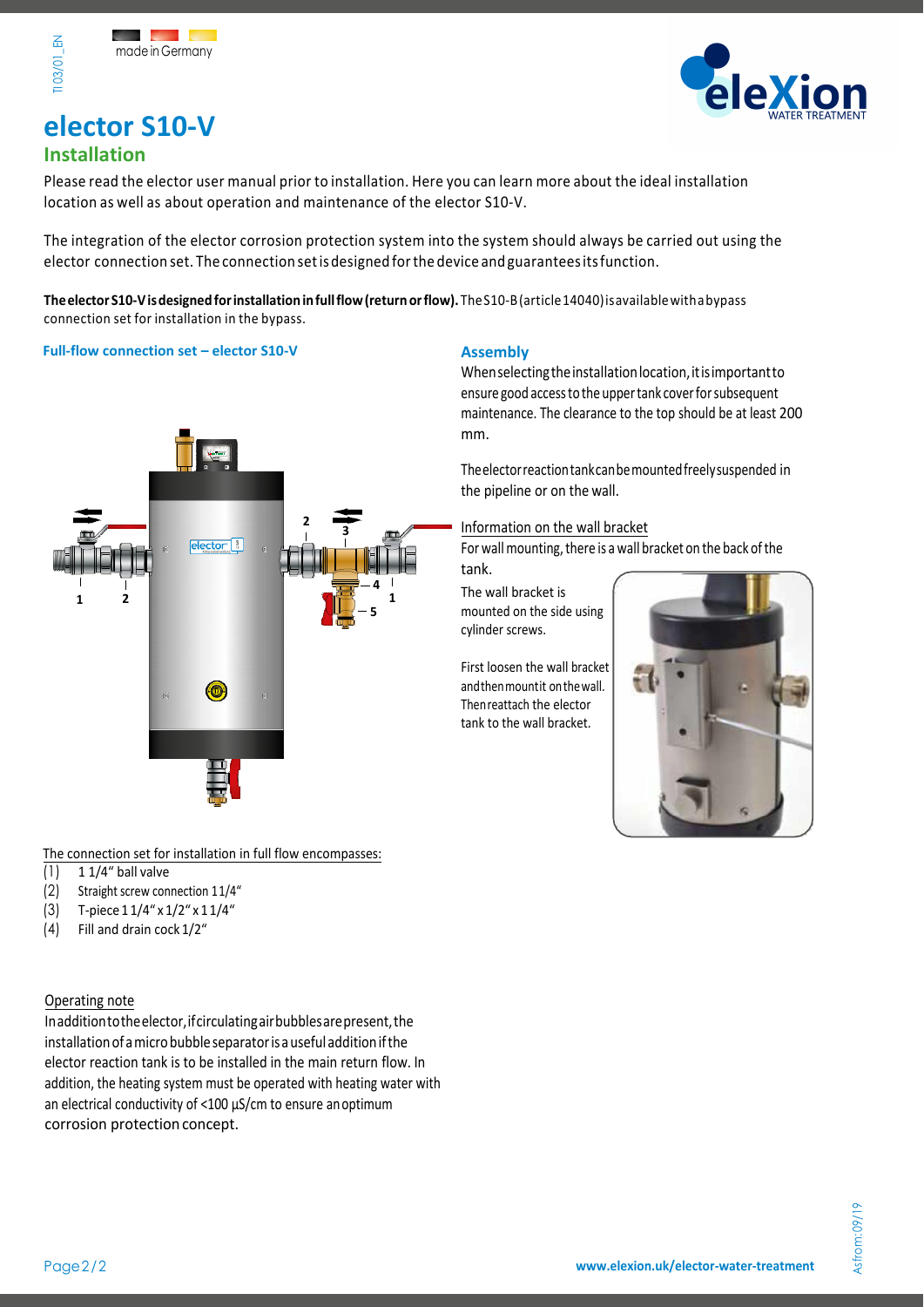# elector S10-V

## Installation

Please read the elector user manual prior to installation. Here you can learn more about the ideal installation location as well as about operation and maintenance of the elector S10-V.

The integration of the elector corrosion protection system into the system should always be carried out using the elector connection set. The connection set is designed for the device and guarantees its function.

**The elector S10-V is designed for installation in full flow (return or flow).** The S10-B (article 14040) is available with a bypass connection set for installation in the bypass.

### Full-flow connection set – elector S10-V

The connection set for installation in full flow encompasses:

(1) 1 1/4" ball valve
(2) Straight screw connection 1 1/4"
(3) T-piece 1 1/4" x 1/2" x 1 1/4"
(4) Fill and drain cock 1/2"

Operating note

In addition to the elector, if circulating air bubbles are present, the installation of a micro bubble separator is a useful addition if the elector reaction tank is to be installed in the main return flow. In addition, the heating system must be operated with heating water with an electrical conductivity of <100 µS/cm to ensure an optimum corrosion protection concept.

### Assembly

When selecting the installation location, it is important to ensure good access to the upper tank cover for subsequent maintenance. The clearance to the top should be at least 200 mm.

The elector reaction tank can be mounted freely suspended in the pipeline or on the wall.

Information on the wall bracket

For wall mounting, there is a wall bracket on the back of the tank.

The wall bracket is mounted on the side using cylinder screws.

First loosen the wall bracket and then mount it on the wall. Then reattach the elector tank to the wall bracket.